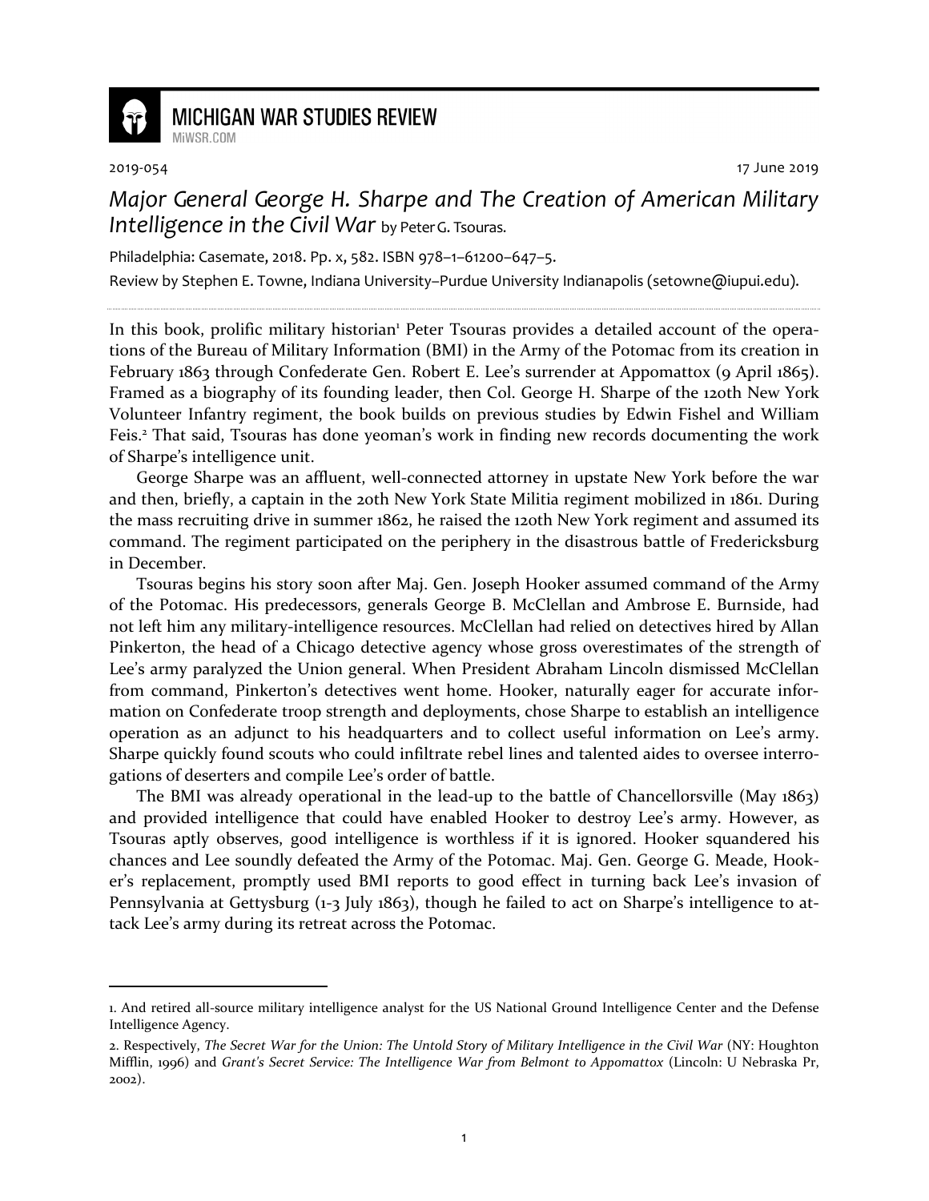2019-054 17 June 2019

# *Major General George H. Sharpe and The Creation of American Military Intelligence in the Civil War* by Peter G. Tsouras.

Philadelphia: Casemate, 2018. Pp. x, 582. ISBN 978–1–61200–647–5.

Review by Stephen E. Towne, Indiana University–Purdue University Indianapolis (setowne@iupui.edu).

In this book, prolific military historian[1] Peter Tsouras provides a detailed account of the operations of the Bureau of Military Information (BMI) in the Army of the Potomac from its creation in February 1863 through Confederate Gen. Robert E. Lee's surrender at Appomattox (9 April 1865). Framed as a biography of its founding leader, then Col. George H. Sharpe of the 120th New York Volunteer Infantry regiment, the book builds on previous studies by Edwin Fishel and William Feis.[2] That said, Tsouras has done yeoman's work in finding new records documenting the work of Sharpe's intelligence unit.

George Sharpe was an affluent, well-connected attorney in upstate New York before the war and then, briefly, a captain in the 20th New York State Militia regiment mobilized in 1861. During the mass recruiting drive in summer 1862, he raised the 120th New York regiment and assumed its command. The regiment participated on the periphery in the disastrous battle of Fredericksburg in December.

Tsouras begins his story soon after Maj. Gen. Joseph Hooker assumed command of the Army of the Potomac. His predecessors, generals George B. McClellan and Ambrose E. Burnside, had not left him any military-intelligence resources. McClellan had relied on detectives hired by Allan Pinkerton, the head of a Chicago detective agency whose gross overestimates of the strength of Lee's army paralyzed the Union general. When President Abraham Lincoln dismissed McClellan from command, Pinkerton's detectives went home. Hooker, naturally eager for accurate information on Confederate troop strength and deployments, chose Sharpe to establish an intelligence operation as an adjunct to his headquarters and to collect useful information on Lee's army. Sharpe quickly found scouts who could infiltrate rebel lines and talented aides to oversee interrogations of deserters and compile Lee's order of battle.

The BMI was already operational in the lead-up to the battle of Chancellorsville (May 1863) and provided intelligence that could have enabled Hooker to destroy Lee's army. However, as Tsouras aptly observes, good intelligence is worthless if it is ignored. Hooker squandered his chances and Lee soundly defeated the Army of the Potomac. Maj. Gen. George G. Meade, Hooker's replacement, promptly used BMI reports to good effect in turning back Lee's invasion of Pennsylvania at Gettysburg (1-3 July 1863), though he failed to act on Sharpe's intelligence to attack Lee's army during its retreat across the Potomac.

---

1. And retired all-source military intelligence analyst for the US National Ground Intelligence Center and the Defense Intelligence Agency.

2. Respectively, *The Secret War for the Union: The Untold Story of Military Intelligence in the Civil War* (NY: Houghton Mifflin, 1996) and *Grant's Secret Service: The Intelligence War from Belmont to Appomattox* (Lincoln: U Nebraska Pr, 2002).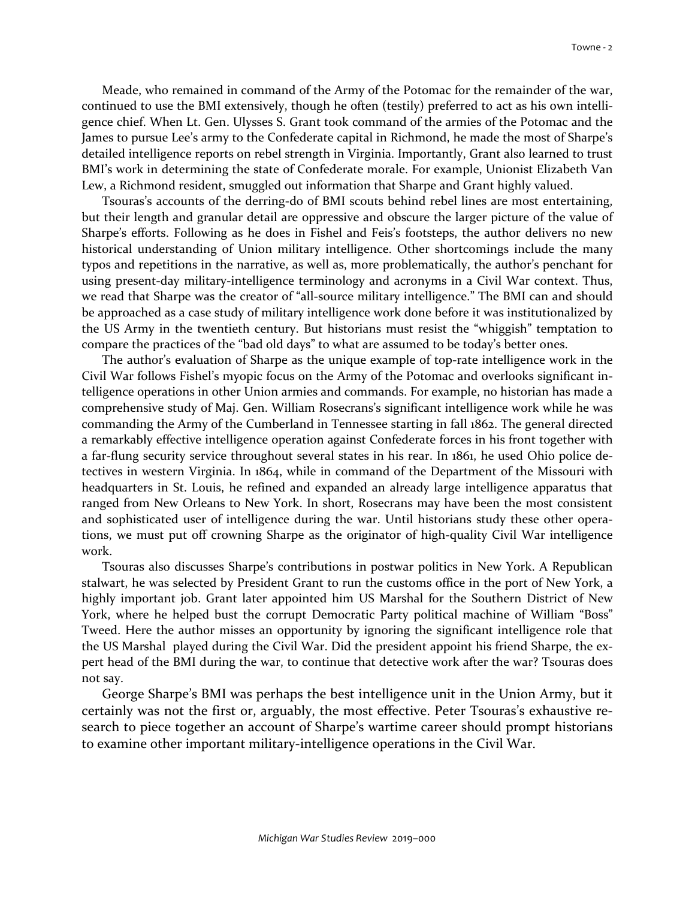Meade, who remained in command of the Army of the Potomac for the remainder of the war, continued to use the BMI extensively, though he often (testily) preferred to act as his own intelligence chief. When Lt. Gen. Ulysses S. Grant took command of the armies of the Potomac and the James to pursue Lee's army to the Confederate capital in Richmond, he made the most of Sharpe's detailed intelligence reports on rebel strength in Virginia. Importantly, Grant also learned to trust BMI's work in determining the state of Confederate morale. For example, Unionist Elizabeth Van Lew, a Richmond resident, smuggled out information that Sharpe and Grant highly valued.

Tsouras's accounts of the derring-do of BMI scouts behind rebel lines are most entertaining, but their length and granular detail are oppressive and obscure the larger picture of the value of Sharpe's efforts. Following as he does in Fishel and Feis's footsteps, the author delivers no new historical understanding of Union military intelligence. Other shortcomings include the many typos and repetitions in the narrative, as well as, more problematically, the author's penchant for using present-day military-intelligence terminology and acronyms in a Civil War context. Thus, we read that Sharpe was the creator of "all-source military intelligence." The BMI can and should be approached as a case study of military intelligence work done before it was institutionalized by the US Army in the twentieth century. But historians must resist the "whiggish" temptation to compare the practices of the "bad old days" to what are assumed to be today's better ones.

The author's evaluation of Sharpe as the unique example of top-rate intelligence work in the Civil War follows Fishel's myopic focus on the Army of the Potomac and overlooks significant intelligence operations in other Union armies and commands. For example, no historian has made a comprehensive study of Maj. Gen. William Rosecrans's significant intelligence work while he was commanding the Army of the Cumberland in Tennessee starting in fall 1862. The general directed a remarkably effective intelligence operation against Confederate forces in his front together with a far-flung security service throughout several states in his rear. In 1861, he used Ohio police detectives in western Virginia. In 1864, while in command of the Department of the Missouri with headquarters in St. Louis, he refined and expanded an already large intelligence apparatus that ranged from New Orleans to New York. In short, Rosecrans may have been the most consistent and sophisticated user of intelligence during the war. Until historians study these other operations, we must put off crowning Sharpe as the originator of high-quality Civil War intelligence work.

Tsouras also discusses Sharpe's contributions in postwar politics in New York. A Republican stalwart, he was selected by President Grant to run the customs office in the port of New York, a highly important job. Grant later appointed him US Marshal for the Southern District of New York, where he helped bust the corrupt Democratic Party political machine of William "Boss" Tweed. Here the author misses an opportunity by ignoring the significant intelligence role that the US Marshal played during the Civil War. Did the president appoint his friend Sharpe, the expert head of the BMI during the war, to continue that detective work after the war? Tsouras does not say.

George Sharpe's BMI was perhaps the best intelligence unit in the Union Army, but it certainly was not the first or, arguably, the most effective. Peter Tsouras's exhaustive research to piece together an account of Sharpe's wartime career should prompt historians to examine other important military-intelligence operations in the Civil War.